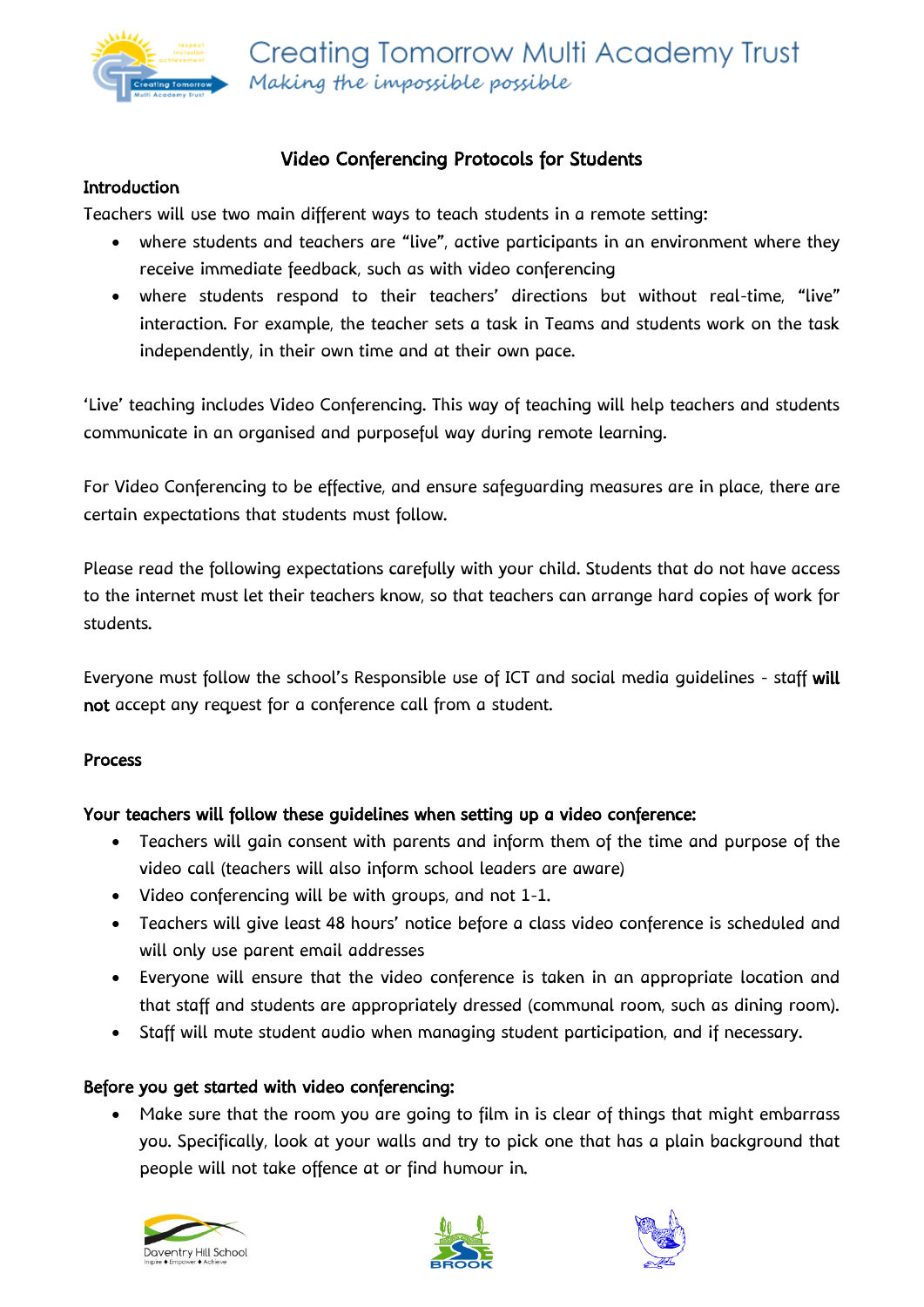Creating Tomorrow Multi Academy Trust
*Making the impossible possible*

# Video Conferencing Protocols for Students

**Introduction**

Teachers will use two main different ways to teach students in a remote setting:

- where students and teachers are "live", active participants in an environment where they receive immediate feedback, such as with video conferencing
- where students respond to their teachers' directions but without real-time, "live" interaction. For example, the teacher sets a task in Teams and students work on the task independently, in their own time and at their own pace.

'Live' teaching includes Video Conferencing. This way of teaching will help teachers and students communicate in an organised and purposeful way during remote learning.

For Video Conferencing to be effective, and ensure safeguarding measures are in place, there are certain expectations that students must follow.

Please read the following expectations carefully with your child. Students that do not have access to the internet must let their teachers know, so that teachers can arrange hard copies of work for students.

Everyone must follow the school's Responsible use of ICT and social media guidelines - staff **will not** accept any request for a conference call from a student.

**Process**

**Your teachers will follow these guidelines when setting up a video conference:**

- Teachers will gain consent with parents and inform them of the time and purpose of the video call (teachers will also inform school leaders are aware)
- Video conferencing will be with groups, and not 1-1.
- Teachers will give least 48 hours' notice before a class video conference is scheduled and will only use parent email addresses
- Everyone will ensure that the video conference is taken in an appropriate location and that staff and students are appropriately dressed (communal room, such as dining room).
- Staff will mute student audio when managing student participation, and if necessary.

**Before you get started with video conferencing:**

- Make sure that the room you are going to film in is clear of things that might embarrass you. Specifically, look at your walls and try to pick one that has a plain background that people will not take offence at or find humour in.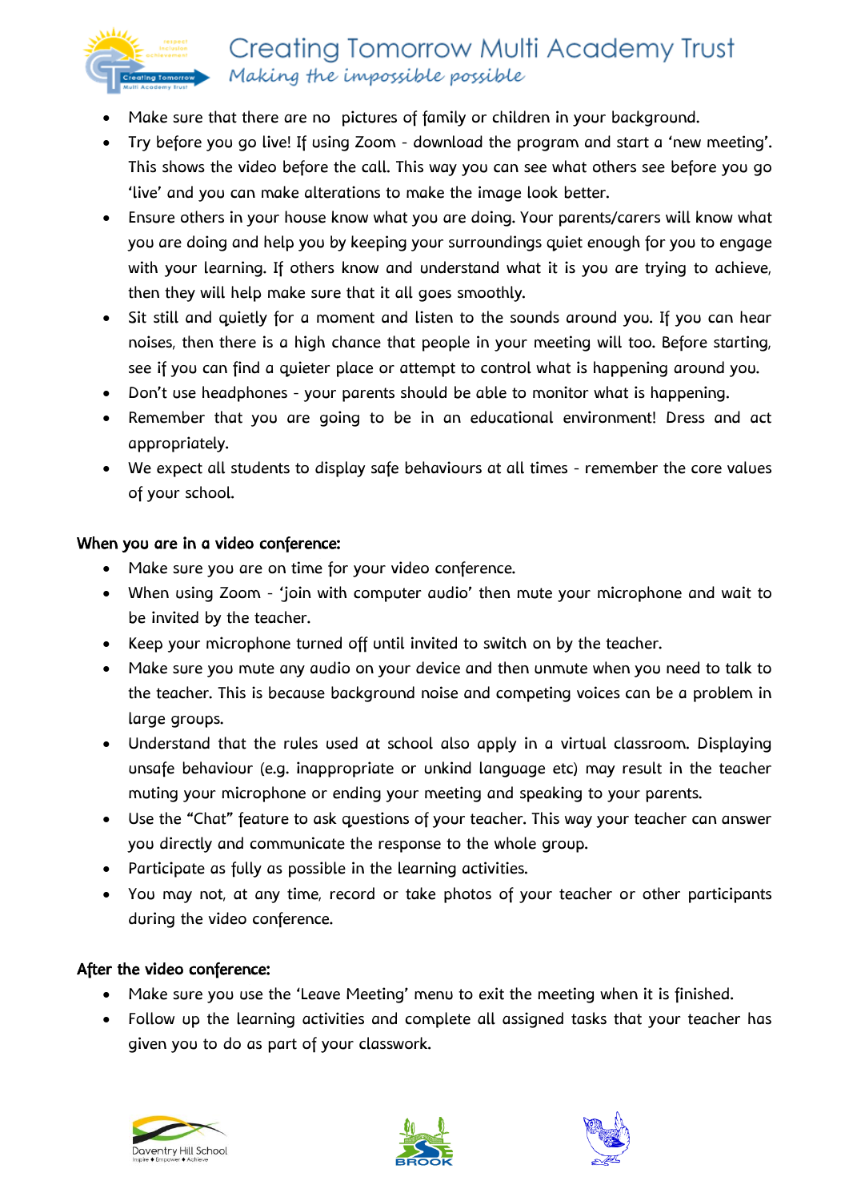- Make sure that there are no  pictures of family or children in your background.
- Try before you go live! If using Zoom - download the program and start a 'new meeting'. This shows the video before the call. This way you can see what others see before you go 'live' and you can make alterations to make the image look better.
- Ensure others in your house know what you are doing. Your parents/carers will know what you are doing and help you by keeping your surroundings quiet enough for you to engage with your learning. If others know and understand what it is you are trying to achieve, then they will help make sure that it all goes smoothly.
- Sit still and quietly for a moment and listen to the sounds around you. If you can hear noises, then there is a high chance that people in your meeting will too. Before starting, see if you can find a quieter place or attempt to control what is happening around you.
- Don't use headphones - your parents should be able to monitor what is happening.
- Remember that you are going to be in an educational environment! Dress and act appropriately.
- We expect all students to display safe behaviours at all times - remember the core values of your school.

**When you are in a video conference:**

- Make sure you are on time for your video conference.
- When using Zoom - 'join with computer audio' then mute your microphone and wait to be invited by the teacher.
- Keep your microphone turned off until invited to switch on by the teacher.
- Make sure you mute any audio on your device and then unmute when you need to talk to the teacher. This is because background noise and competing voices can be a problem in large groups.
- Understand that the rules used at school also apply in a virtual classroom. Displaying unsafe behaviour (e.g. inappropriate or unkind language etc) may result in the teacher muting your microphone or ending your meeting and speaking to your parents.
- Use the "Chat" feature to ask questions of your teacher. This way your teacher can answer you directly and communicate the response to the whole group.
- Participate as fully as possible in the learning activities.
- You may not, at any time, record or take photos of your teacher or other participants during the video conference.

**After the video conference:**

- Make sure you use the 'Leave Meeting' menu to exit the meeting when it is finished.
- Follow up the learning activities and complete all assigned tasks that your teacher has given you to do as part of your classwork.